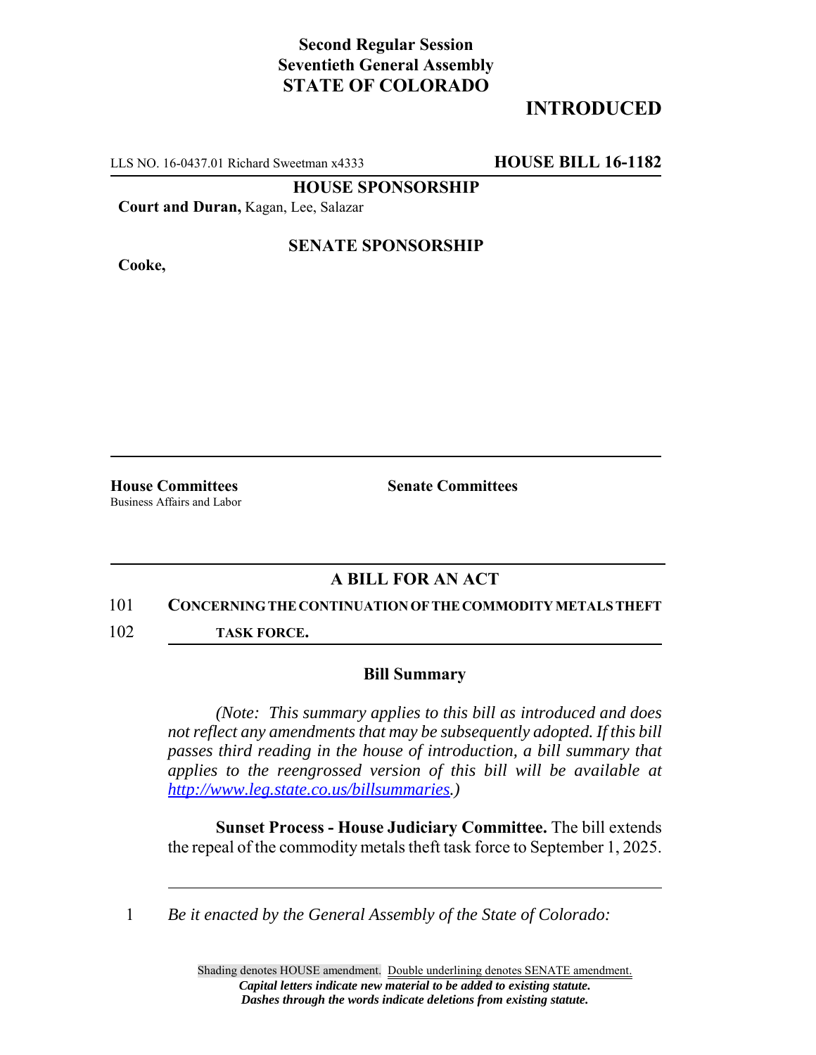**Second Regular Session**
**Seventieth General Assembly**
**STATE OF COLORADO**

**INTRODUCED**

LLS NO. 16-0437.01 Richard Sweetman x4333 **HOUSE BILL 16-1182**

**HOUSE SPONSORSHIP**

**Court and Duran,** Kagan, Lee, Salazar

**SENATE SPONSORSHIP**

**Cooke,**

**House Committees**
Business Affairs and Labor

**Senate Committees**

## A BILL FOR AN ACT

101 **CONCERNING THE CONTINUATION OF THE COMMODITY METALS THEFT**
102 **TASK FORCE.**

### Bill Summary

*(Note: This summary applies to this bill as introduced and does not reflect any amendments that may be subsequently adopted. If this bill passes third reading in the house of introduction, a bill summary that applies to the reengrossed version of this bill will be available at http://www.leg.state.co.us/billsummaries.)*

**Sunset Process - House Judiciary Committee.** The bill extends the repeal of the commodity metals theft task force to September 1, 2025.

1 *Be it enacted by the General Assembly of the State of Colorado:*

Shading denotes HOUSE amendment. Double underlining denotes SENATE amendment.
***Capital letters indicate new material to be added to existing statute.***
***Dashes through the words indicate deletions from existing statute.***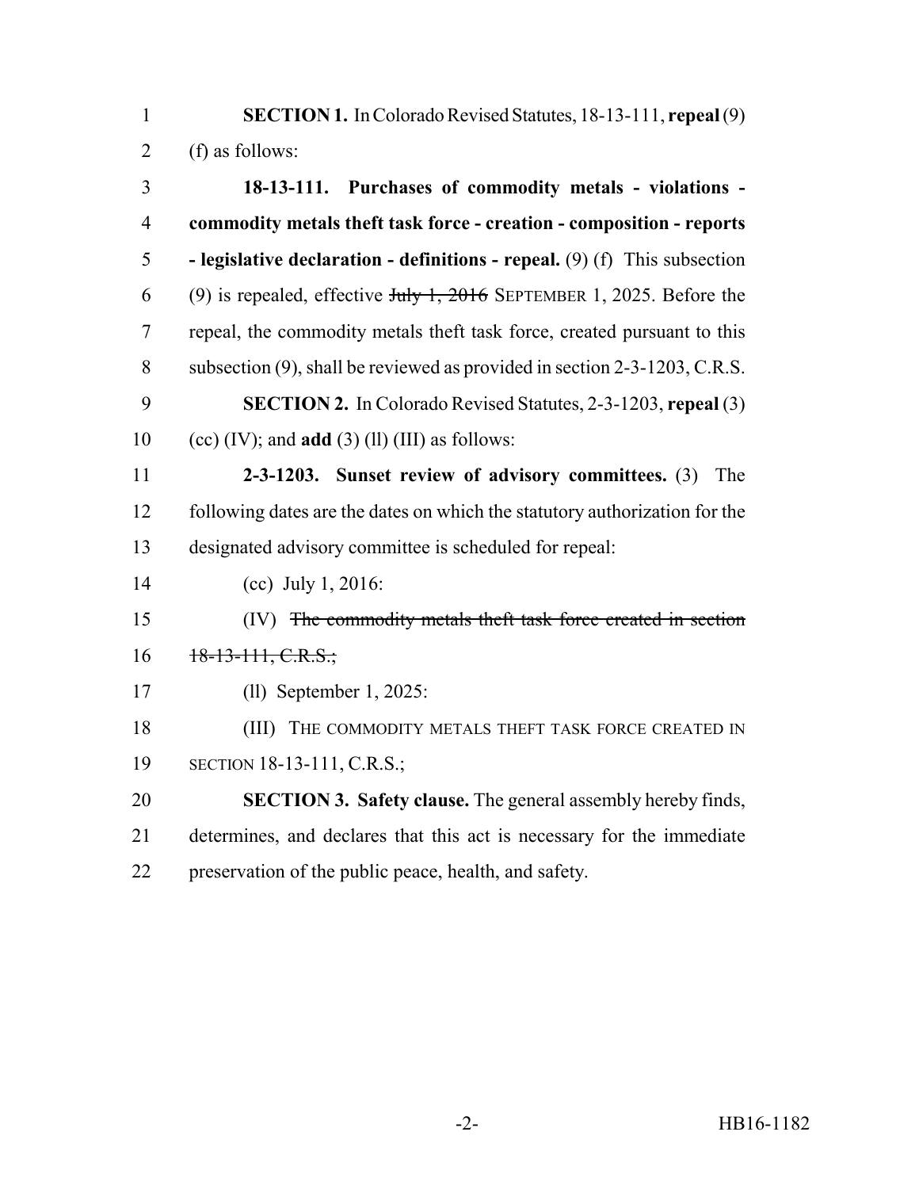**SECTION 1.** In Colorado Revised Statutes, 18-13-111, **repeal** (9) (f) as follows:

**18-13-111. Purchases of commodity metals - violations - commodity metals theft task force - creation - composition - reports - legislative declaration - definitions - repeal.** (9) (f) This subsection (9) is repealed, effective ~~July 1, 2016~~ SEPTEMBER 1, 2025. Before the repeal, the commodity metals theft task force, created pursuant to this subsection (9), shall be reviewed as provided in section 2-3-1203, C.R.S.

**SECTION 2.** In Colorado Revised Statutes, 2-3-1203, **repeal** (3) (cc) (IV); and **add** (3) (ll) (III) as follows:

**2-3-1203. Sunset review of advisory committees.** (3) The following dates are the dates on which the statutory authorization for the designated advisory committee is scheduled for repeal:

(cc) July 1, 2016:

(IV) ~~The commodity metals theft task force created in section 18-13-111, C.R.S.;~~

(ll) September 1, 2025:

(III) THE COMMODITY METALS THEFT TASK FORCE CREATED IN SECTION 18-13-111, C.R.S.;

**SECTION 3. Safety clause.** The general assembly hereby finds, determines, and declares that this act is necessary for the immediate preservation of the public peace, health, and safety.